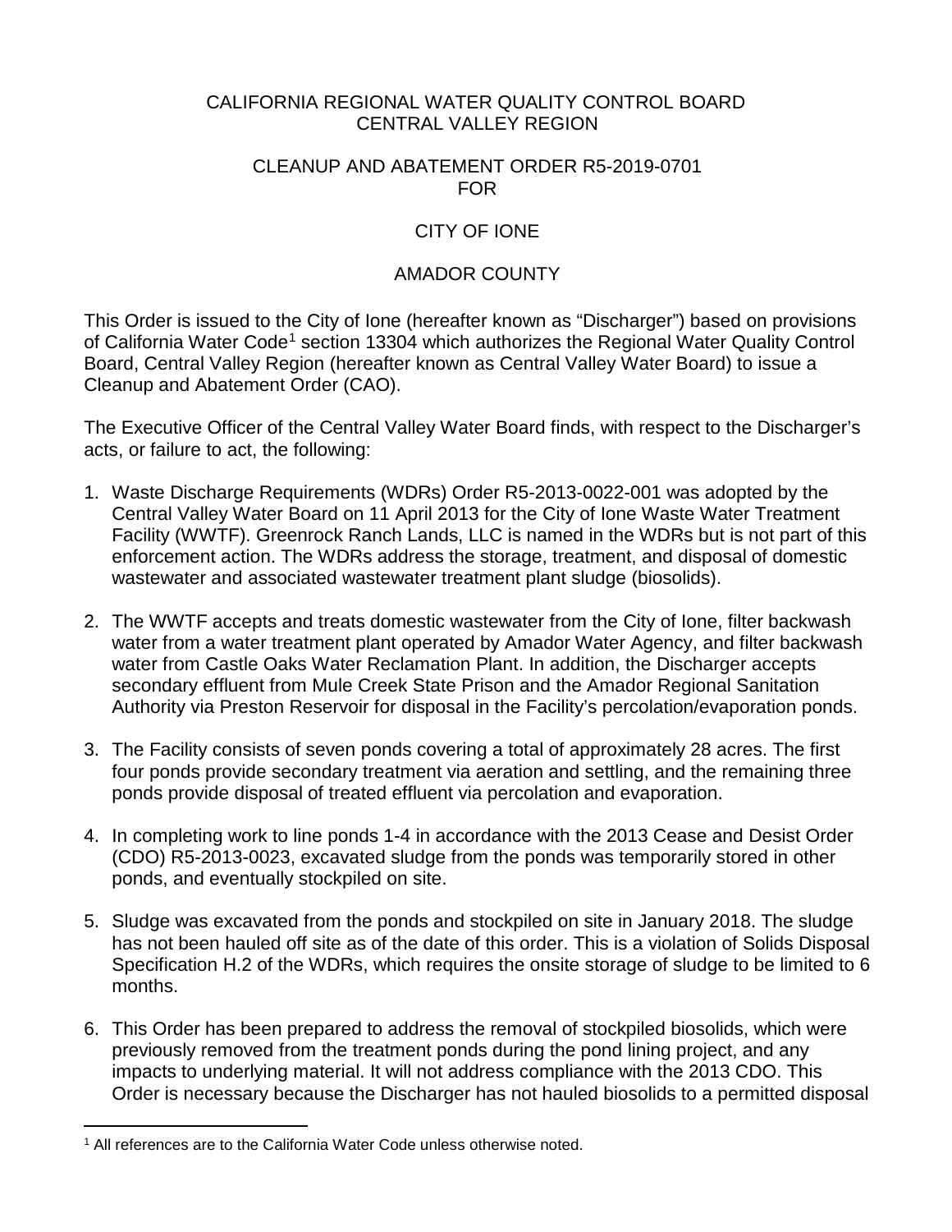CALIFORNIA REGIONAL WATER QUALITY CONTROL BOARD
CENTRAL VALLEY REGION

CLEANUP AND ABATEMENT ORDER R5-2019-0701
FOR

CITY OF IONE

AMADOR COUNTY

This Order is issued to the City of Ione (hereafter known as "Discharger") based on provisions of California Water Code[1] section 13304 which authorizes the Regional Water Quality Control Board, Central Valley Region (hereafter known as Central Valley Water Board) to issue a Cleanup and Abatement Order (CAO).

The Executive Officer of the Central Valley Water Board finds, with respect to the Discharger's acts, or failure to act, the following:

1. Waste Discharge Requirements (WDRs) Order R5-2013-0022-001 was adopted by the Central Valley Water Board on 11 April 2013 for the City of Ione Waste Water Treatment Facility (WWTF). Greenrock Ranch Lands, LLC is named in the WDRs but is not part of this enforcement action. The WDRs address the storage, treatment, and disposal of domestic wastewater and associated wastewater treatment plant sludge (biosolids).

2. The WWTF accepts and treats domestic wastewater from the City of Ione, filter backwash water from a water treatment plant operated by Amador Water Agency, and filter backwash water from Castle Oaks Water Reclamation Plant. In addition, the Discharger accepts secondary effluent from Mule Creek State Prison and the Amador Regional Sanitation Authority via Preston Reservoir for disposal in the Facility's percolation/evaporation ponds.

3. The Facility consists of seven ponds covering a total of approximately 28 acres. The first four ponds provide secondary treatment via aeration and settling, and the remaining three ponds provide disposal of treated effluent via percolation and evaporation.

4. In completing work to line ponds 1-4 in accordance with the 2013 Cease and Desist Order (CDO) R5-2013-0023, excavated sludge from the ponds was temporarily stored in other ponds, and eventually stockpiled on site.

5. Sludge was excavated from the ponds and stockpiled on site in January 2018. The sludge has not been hauled off site as of the date of this order. This is a violation of Solids Disposal Specification H.2 of the WDRs, which requires the onsite storage of sludge to be limited to 6 months.

6. This Order has been prepared to address the removal of stockpiled biosolids, which were previously removed from the treatment ponds during the pond lining project, and any impacts to underlying material. It will not address compliance with the 2013 CDO. This Order is necessary because the Discharger has not hauled biosolids to a permitted disposal

[1] All references are to the California Water Code unless otherwise noted.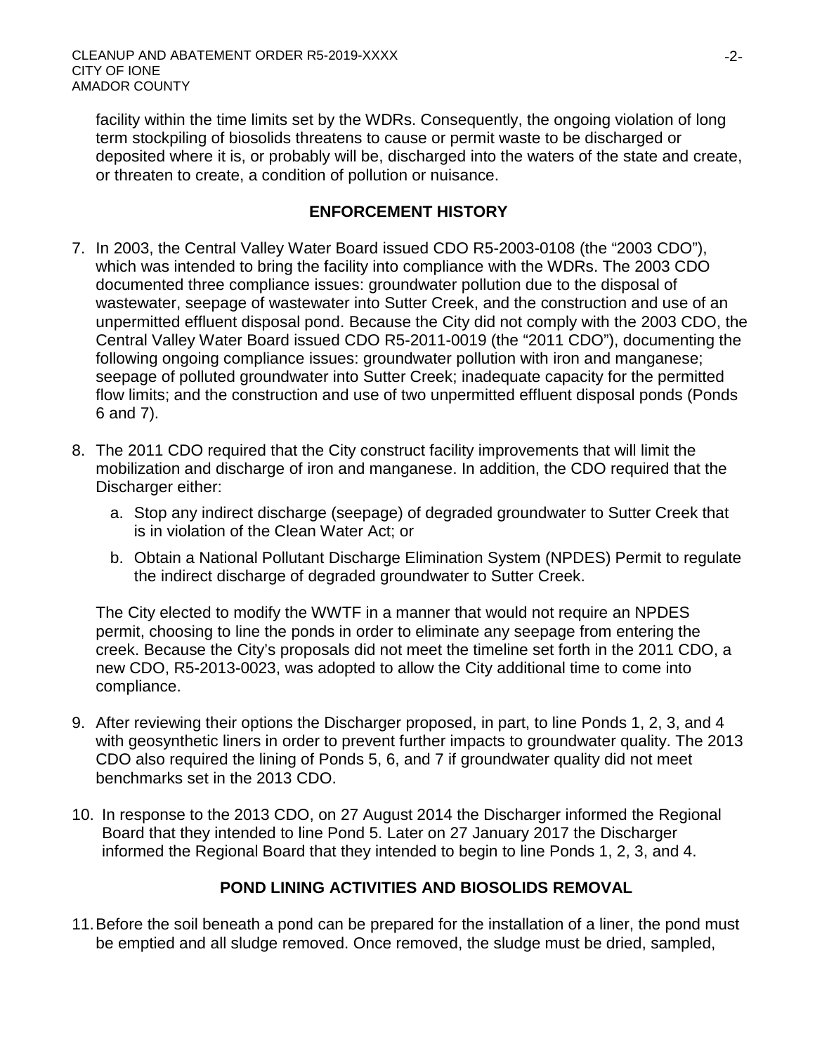facility within the time limits set by the WDRs. Consequently, the ongoing violation of long term stockpiling of biosolids threatens to cause or permit waste to be discharged or deposited where it is, or probably will be, discharged into the waters of the state and create, or threaten to create, a condition of pollution or nuisance.

## ENFORCEMENT HISTORY

7. In 2003, the Central Valley Water Board issued CDO R5-2003-0108 (the "2003 CDO"), which was intended to bring the facility into compliance with the WDRs. The 2003 CDO documented three compliance issues: groundwater pollution due to the disposal of wastewater, seepage of wastewater into Sutter Creek, and the construction and use of an unpermitted effluent disposal pond. Because the City did not comply with the 2003 CDO, the Central Valley Water Board issued CDO R5-2011-0019 (the "2011 CDO"), documenting the following ongoing compliance issues: groundwater pollution with iron and manganese; seepage of polluted groundwater into Sutter Creek; inadequate capacity for the permitted flow limits; and the construction and use of two unpermitted effluent disposal ponds (Ponds 6 and 7).

8. The 2011 CDO required that the City construct facility improvements that will limit the mobilization and discharge of iron and manganese. In addition, the CDO required that the Discharger either:

   a. Stop any indirect discharge (seepage) of degraded groundwater to Sutter Creek that is in violation of the Clean Water Act; or

   b. Obtain a National Pollutant Discharge Elimination System (NPDES) Permit to regulate the indirect discharge of degraded groundwater to Sutter Creek.

   The City elected to modify the WWTF in a manner that would not require an NPDES permit, choosing to line the ponds in order to eliminate any seepage from entering the creek. Because the City's proposals did not meet the timeline set forth in the 2011 CDO, a new CDO, R5-2013-0023, was adopted to allow the City additional time to come into compliance.

9. After reviewing their options the Discharger proposed, in part, to line Ponds 1, 2, 3, and 4 with geosynthetic liners in order to prevent further impacts to groundwater quality. The 2013 CDO also required the lining of Ponds 5, 6, and 7 if groundwater quality did not meet benchmarks set in the 2013 CDO.

10. In response to the 2013 CDO, on 27 August 2014 the Discharger informed the Regional Board that they intended to line Pond 5. Later on 27 January 2017 the Discharger informed the Regional Board that they intended to begin to line Ponds 1, 2, 3, and 4.

## POND LINING ACTIVITIES AND BIOSOLIDS REMOVAL

11. Before the soil beneath a pond can be prepared for the installation of a liner, the pond must be emptied and all sludge removed. Once removed, the sludge must be dried, sampled,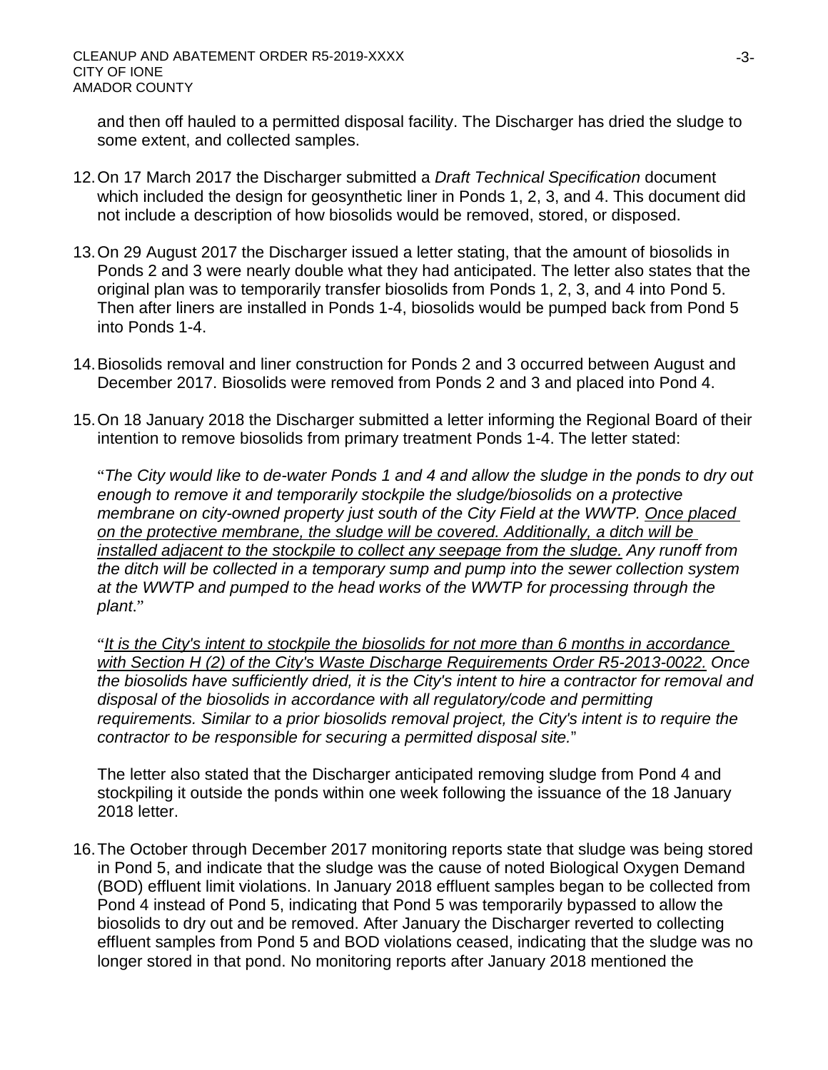and then off hauled to a permitted disposal facility. The Discharger has dried the sludge to some extent, and collected samples.

12. On 17 March 2017 the Discharger submitted a *Draft Technical Specification* document which included the design for geosynthetic liner in Ponds 1, 2, 3, and 4. This document did not include a description of how biosolids would be removed, stored, or disposed.

13. On 29 August 2017 the Discharger issued a letter stating, that the amount of biosolids in Ponds 2 and 3 were nearly double what they had anticipated. The letter also states that the original plan was to temporarily transfer biosolids from Ponds 1, 2, 3, and 4 into Pond 5. Then after liners are installed in Ponds 1-4, biosolids would be pumped back from Pond 5 into Ponds 1-4.

14. Biosolids removal and liner construction for Ponds 2 and 3 occurred between August and December 2017. Biosolids were removed from Ponds 2 and 3 and placed into Pond 4.

15. On 18 January 2018 the Discharger submitted a letter informing the Regional Board of their intention to remove biosolids from primary treatment Ponds 1-4. The letter stated:

    "*The City would like to de-water Ponds 1 and 4 and allow the sludge in the ponds to dry out enough to remove it and temporarily stockpile the sludge/biosolids on a protective membrane on city-owned property just south of the City Field at the WWTP. <u>Once placed on the protective membrane, the sludge will be covered. Additionally, a ditch will be installed adjacent to the stockpile to collect any seepage from the sludge.</u> Any runoff from the ditch will be collected in a temporary sump and pump into the sewer collection system at the WWTP and pumped to the head works of the WWTP for processing through the plant*."

    "*<u>It is the City's intent to stockpile the biosolids for not more than 6 months in accordance with Section H (2) of the City's Waste Discharge Requirements Order R5-2013-0022.</u> Once the biosolids have sufficiently dried, it is the City's intent to hire a contractor for removal and disposal of the biosolids in accordance with all regulatory/code and permitting requirements. Similar to a prior biosolids removal project, the City's intent is to require the contractor to be responsible for securing a permitted disposal site.*"

    The letter also stated that the Discharger anticipated removing sludge from Pond 4 and stockpiling it outside the ponds within one week following the issuance of the 18 January 2018 letter.

16. The October through December 2017 monitoring reports state that sludge was being stored in Pond 5, and indicate that the sludge was the cause of noted Biological Oxygen Demand (BOD) effluent limit violations. In January 2018 effluent samples began to be collected from Pond 4 instead of Pond 5, indicating that Pond 5 was temporarily bypassed to allow the biosolids to dry out and be removed. After January the Discharger reverted to collecting effluent samples from Pond 5 and BOD violations ceased, indicating that the sludge was no longer stored in that pond. No monitoring reports after January 2018 mentioned the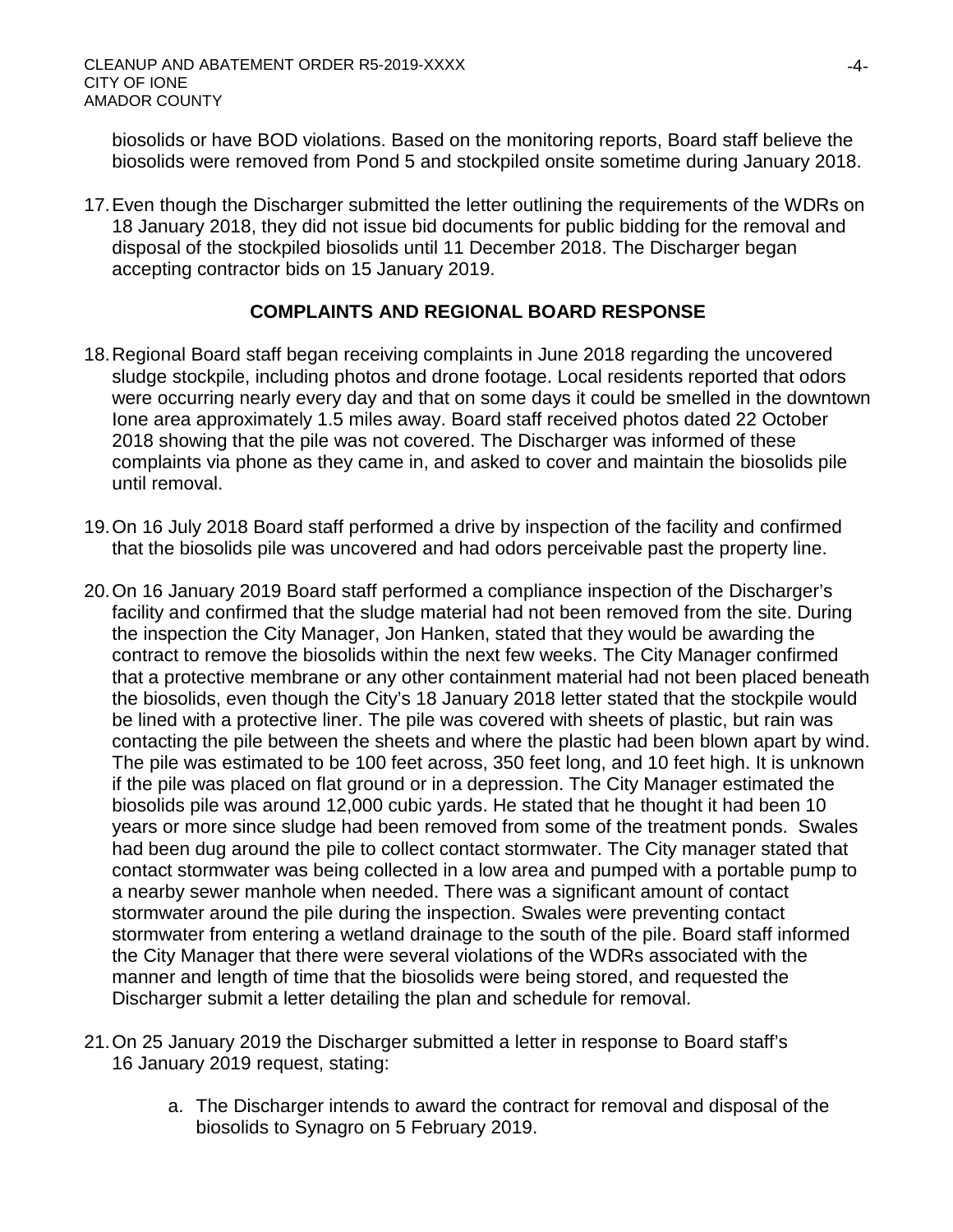biosolids or have BOD violations. Based on the monitoring reports, Board staff believe the biosolids were removed from Pond 5 and stockpiled onsite sometime during January 2018.

17. Even though the Discharger submitted the letter outlining the requirements of the WDRs on 18 January 2018, they did not issue bid documents for public bidding for the removal and disposal of the stockpiled biosolids until 11 December 2018. The Discharger began accepting contractor bids on 15 January 2019.

## COMPLAINTS AND REGIONAL BOARD RESPONSE

18. Regional Board staff began receiving complaints in June 2018 regarding the uncovered sludge stockpile, including photos and drone footage. Local residents reported that odors were occurring nearly every day and that on some days it could be smelled in the downtown Ione area approximately 1.5 miles away. Board staff received photos dated 22 October 2018 showing that the pile was not covered. The Discharger was informed of these complaints via phone as they came in, and asked to cover and maintain the biosolids pile until removal.

19. On 16 July 2018 Board staff performed a drive by inspection of the facility and confirmed that the biosolids pile was uncovered and had odors perceivable past the property line.

20. On 16 January 2019 Board staff performed a compliance inspection of the Discharger's facility and confirmed that the sludge material had not been removed from the site. During the inspection the City Manager, Jon Hanken, stated that they would be awarding the contract to remove the biosolids within the next few weeks. The City Manager confirmed that a protective membrane or any other containment material had not been placed beneath the biosolids, even though the City's 18 January 2018 letter stated that the stockpile would be lined with a protective liner. The pile was covered with sheets of plastic, but rain was contacting the pile between the sheets and where the plastic had been blown apart by wind. The pile was estimated to be 100 feet across, 350 feet long, and 10 feet high. It is unknown if the pile was placed on flat ground or in a depression. The City Manager estimated the biosolids pile was around 12,000 cubic yards. He stated that he thought it had been 10 years or more since sludge had been removed from some of the treatment ponds. Swales had been dug around the pile to collect contact stormwater. The City manager stated that contact stormwater was being collected in a low area and pumped with a portable pump to a nearby sewer manhole when needed. There was a significant amount of contact stormwater around the pile during the inspection. Swales were preventing contact stormwater from entering a wetland drainage to the south of the pile. Board staff informed the City Manager that there were several violations of the WDRs associated with the manner and length of time that the biosolids were being stored, and requested the Discharger submit a letter detailing the plan and schedule for removal.

21. On 25 January 2019 the Discharger submitted a letter in response to Board staff's 16 January 2019 request, stating:

    a. The Discharger intends to award the contract for removal and disposal of the biosolids to Synagro on 5 February 2019.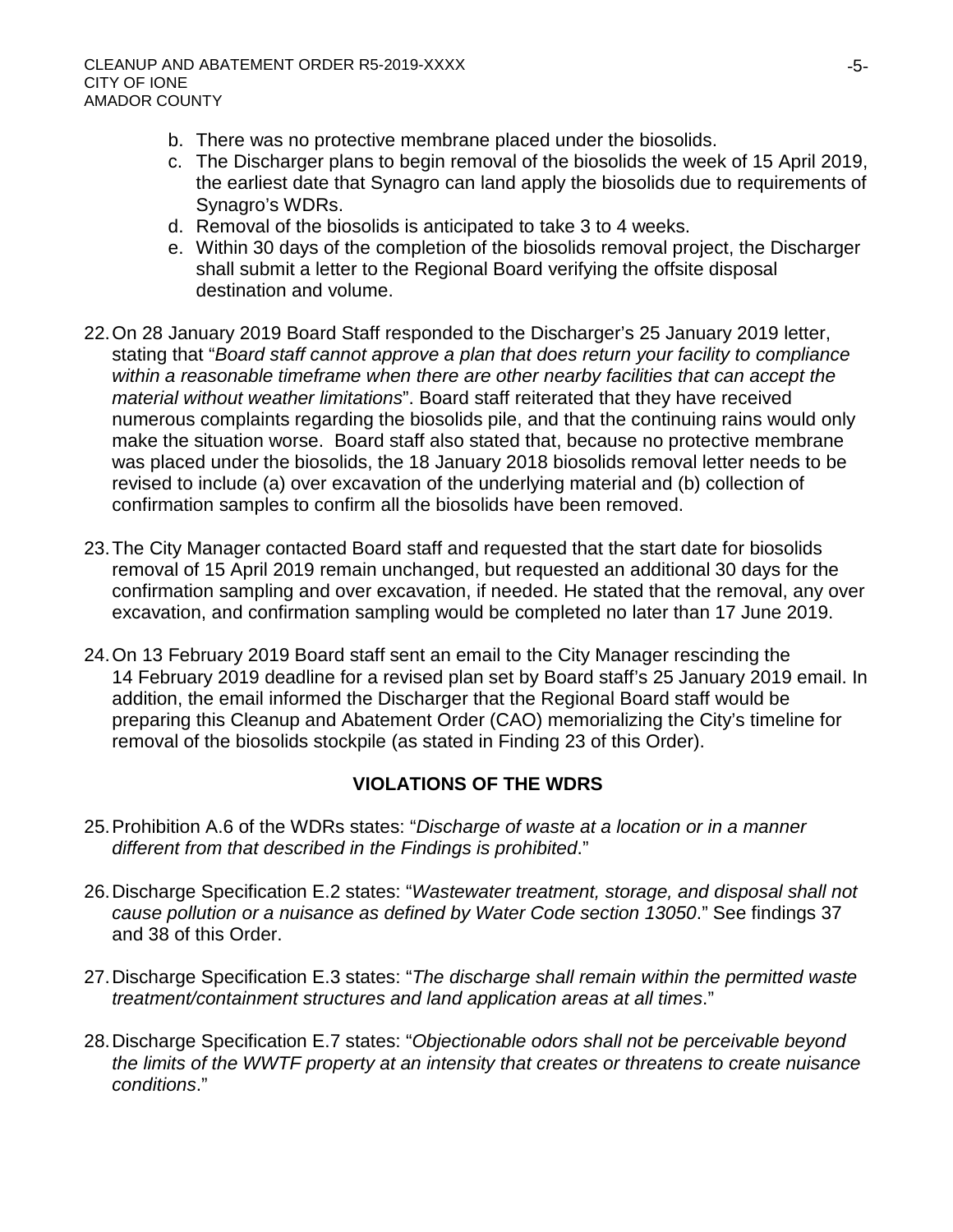b. There was no protective membrane placed under the biosolids.
c. The Discharger plans to begin removal of the biosolids the week of 15 April 2019, the earliest date that Synagro can land apply the biosolids due to requirements of Synagro's WDRs.
d. Removal of the biosolids is anticipated to take 3 to 4 weeks.
e. Within 30 days of the completion of the biosolids removal project, the Discharger shall submit a letter to the Regional Board verifying the offsite disposal destination and volume.

22. On 28 January 2019 Board Staff responded to the Discharger's 25 January 2019 letter, stating that "*Board staff cannot approve a plan that does return your facility to compliance within a reasonable timeframe when there are other nearby facilities that can accept the material without weather limitations*". Board staff reiterated that they have received numerous complaints regarding the biosolids pile, and that the continuing rains would only make the situation worse. Board staff also stated that, because no protective membrane was placed under the biosolids, the 18 January 2018 biosolids removal letter needs to be revised to include (a) over excavation of the underlying material and (b) collection of confirmation samples to confirm all the biosolids have been removed.

23. The City Manager contacted Board staff and requested that the start date for biosolids removal of 15 April 2019 remain unchanged, but requested an additional 30 days for the confirmation sampling and over excavation, if needed. He stated that the removal, any over excavation, and confirmation sampling would be completed no later than 17 June 2019.

24. On 13 February 2019 Board staff sent an email to the City Manager rescinding the 14 February 2019 deadline for a revised plan set by Board staff's 25 January 2019 email. In addition, the email informed the Discharger that the Regional Board staff would be preparing this Cleanup and Abatement Order (CAO) memorializing the City's timeline for removal of the biosolids stockpile (as stated in Finding 23 of this Order).

## VIOLATIONS OF THE WDRS

25. Prohibition A.6 of the WDRs states: "*Discharge of waste at a location or in a manner different from that described in the Findings is prohibited*."

26. Discharge Specification E.2 states: "*Wastewater treatment, storage, and disposal shall not cause pollution or a nuisance as defined by Water Code section 13050*." See findings 37 and 38 of this Order.

27. Discharge Specification E.3 states: "*The discharge shall remain within the permitted waste treatment/containment structures and land application areas at all times*."

28. Discharge Specification E.7 states: "*Objectionable odors shall not be perceivable beyond the limits of the WWTF property at an intensity that creates or threatens to create nuisance conditions*."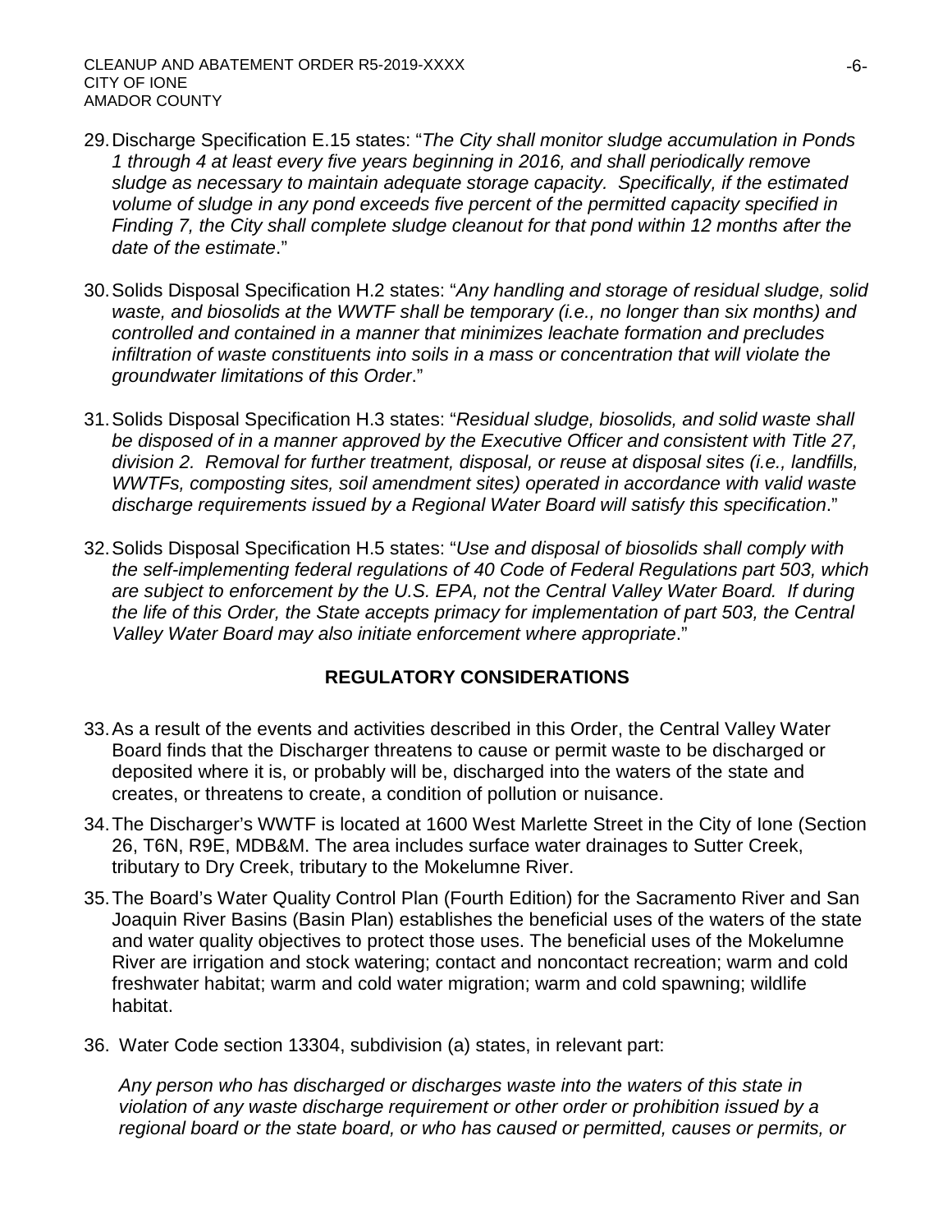29. Discharge Specification E.15 states: "*The City shall monitor sludge accumulation in Ponds 1 through 4 at least every five years beginning in 2016, and shall periodically remove sludge as necessary to maintain adequate storage capacity. Specifically, if the estimated volume of sludge in any pond exceeds five percent of the permitted capacity specified in Finding 7, the City shall complete sludge cleanout for that pond within 12 months after the date of the estimate*."

30. Solids Disposal Specification H.2 states: "*Any handling and storage of residual sludge, solid waste, and biosolids at the WWTF shall be temporary (i.e., no longer than six months) and controlled and contained in a manner that minimizes leachate formation and precludes infiltration of waste constituents into soils in a mass or concentration that will violate the groundwater limitations of this Order*."

31. Solids Disposal Specification H.3 states: "*Residual sludge, biosolids, and solid waste shall be disposed of in a manner approved by the Executive Officer and consistent with Title 27, division 2. Removal for further treatment, disposal, or reuse at disposal sites (i.e., landfills, WWTFs, composting sites, soil amendment sites) operated in accordance with valid waste discharge requirements issued by a Regional Water Board will satisfy this specification*."

32. Solids Disposal Specification H.5 states: "*Use and disposal of biosolids shall comply with the self-implementing federal regulations of 40 Code of Federal Regulations part 503, which are subject to enforcement by the U.S. EPA, not the Central Valley Water Board. If during the life of this Order, the State accepts primacy for implementation of part 503, the Central Valley Water Board may also initiate enforcement where appropriate*."

## REGULATORY CONSIDERATIONS

33. As a result of the events and activities described in this Order, the Central Valley Water Board finds that the Discharger threatens to cause or permit waste to be discharged or deposited where it is, or probably will be, discharged into the waters of the state and creates, or threatens to create, a condition of pollution or nuisance.

34. The Discharger's WWTF is located at 1600 West Marlette Street in the City of Ione (Section 26, T6N, R9E, MDB&M. The area includes surface water drainages to Sutter Creek, tributary to Dry Creek, tributary to the Mokelumne River.

35. The Board's Water Quality Control Plan (Fourth Edition) for the Sacramento River and San Joaquin River Basins (Basin Plan) establishes the beneficial uses of the waters of the state and water quality objectives to protect those uses. The beneficial uses of the Mokelumne River are irrigation and stock watering; contact and noncontact recreation; warm and cold freshwater habitat; warm and cold water migration; warm and cold spawning; wildlife habitat.

36. Water Code section 13304, subdivision (a) states, in relevant part:

    *Any person who has discharged or discharges waste into the waters of this state in violation of any waste discharge requirement or other order or prohibition issued by a regional board or the state board, or who has caused or permitted, causes or permits, or*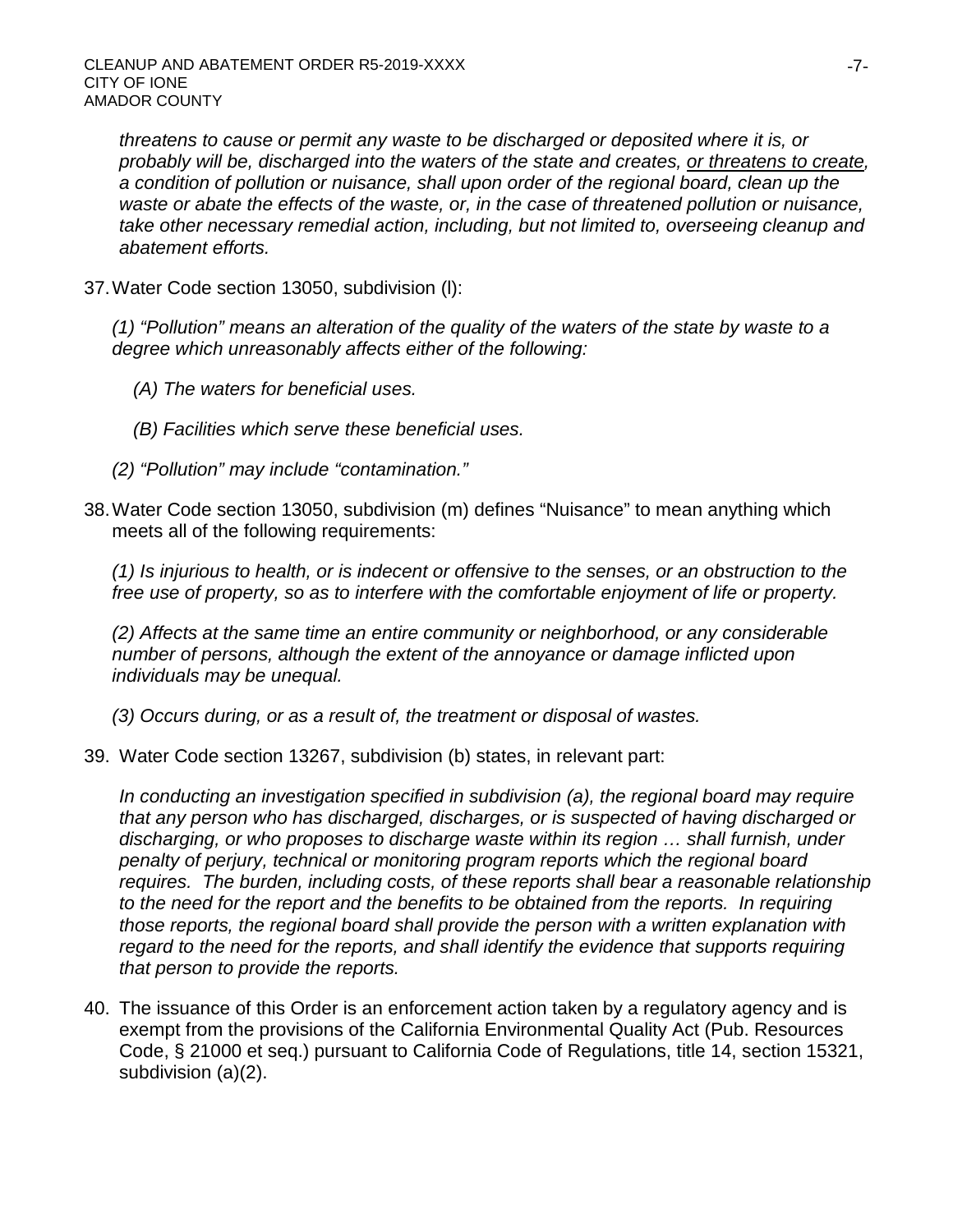*threatens to cause or permit any waste to be discharged or deposited where it is, or probably will be, discharged into the waters of the state and creates, <u>or threatens to create</u>, a condition of pollution or nuisance, shall upon order of the regional board, clean up the waste or abate the effects of the waste, or, in the case of threatened pollution or nuisance, take other necessary remedial action, including, but not limited to, overseeing cleanup and abatement efforts.*

37. Water Code section 13050, subdivision (l):

    *(1) "Pollution" means an alteration of the quality of the waters of the state by waste to a degree which unreasonably affects either of the following:*

    *(A) The waters for beneficial uses.*

    *(B) Facilities which serve these beneficial uses.*

    *(2) "Pollution" may include "contamination."*

38. Water Code section 13050, subdivision (m) defines "Nuisance" to mean anything which meets all of the following requirements:

    *(1) Is injurious to health, or is indecent or offensive to the senses, or an obstruction to the free use of property, so as to interfere with the comfortable enjoyment of life or property.*

    *(2) Affects at the same time an entire community or neighborhood, or any considerable number of persons, although the extent of the annoyance or damage inflicted upon individuals may be unequal.*

    *(3) Occurs during, or as a result of, the treatment or disposal of wastes.*

39. Water Code section 13267, subdivision (b) states, in relevant part:

    *In conducting an investigation specified in subdivision (a), the regional board may require that any person who has discharged, discharges, or is suspected of having discharged or discharging, or who proposes to discharge waste within its region … shall furnish, under penalty of perjury, technical or monitoring program reports which the regional board requires. The burden, including costs, of these reports shall bear a reasonable relationship to the need for the report and the benefits to be obtained from the reports. In requiring those reports, the regional board shall provide the person with a written explanation with regard to the need for the reports, and shall identify the evidence that supports requiring that person to provide the reports.*

40. The issuance of this Order is an enforcement action taken by a regulatory agency and is exempt from the provisions of the California Environmental Quality Act (Pub. Resources Code, § 21000 et seq.) pursuant to California Code of Regulations, title 14, section 15321, subdivision (a)(2).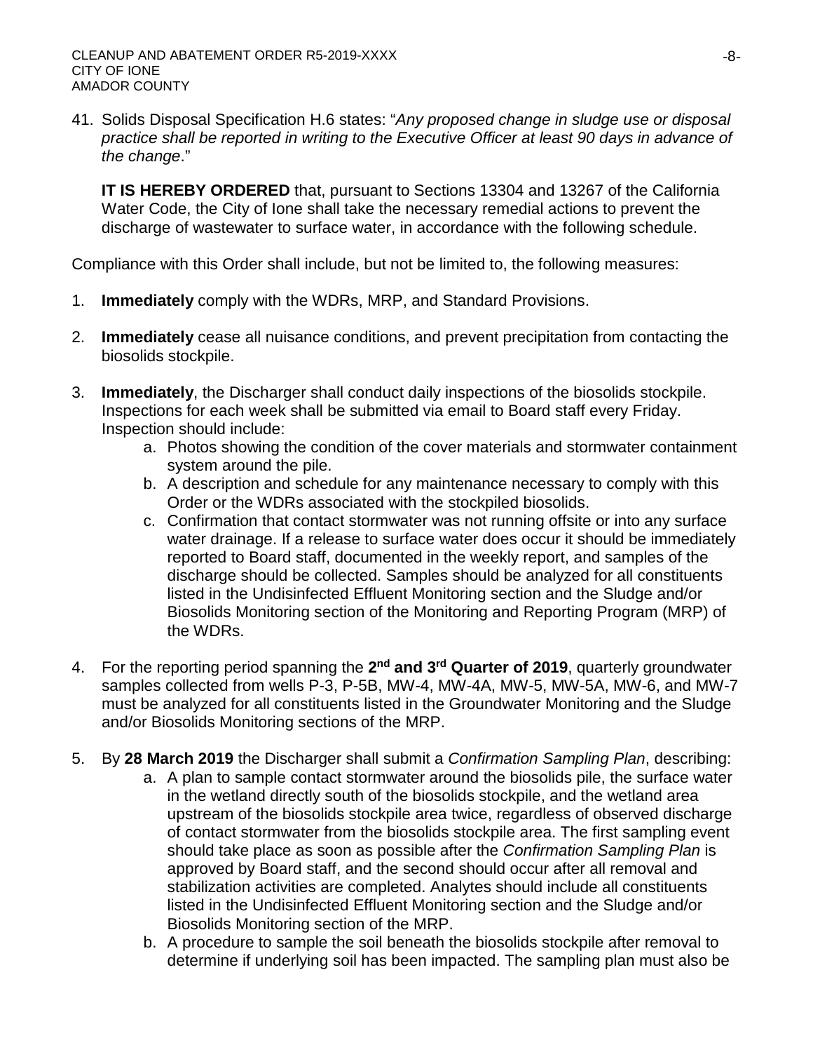41. Solids Disposal Specification H.6 states: "*Any proposed change in sludge use or disposal practice shall be reported in writing to the Executive Officer at least 90 days in advance of the change*."

**IT IS HEREBY ORDERED** that, pursuant to Sections 13304 and 13267 of the California Water Code, the City of Ione shall take the necessary remedial actions to prevent the discharge of wastewater to surface water, in accordance with the following schedule.

Compliance with this Order shall include, but not be limited to, the following measures:

1. **Immediately** comply with the WDRs, MRP, and Standard Provisions.

2. **Immediately** cease all nuisance conditions, and prevent precipitation from contacting the biosolids stockpile.

3. **Immediately**, the Discharger shall conduct daily inspections of the biosolids stockpile. Inspections for each week shall be submitted via email to Board staff every Friday. Inspection should include:
   a. Photos showing the condition of the cover materials and stormwater containment system around the pile.
   b. A description and schedule for any maintenance necessary to comply with this Order or the WDRs associated with the stockpiled biosolids.
   c. Confirmation that contact stormwater was not running offsite or into any surface water drainage. If a release to surface water does occur it should be immediately reported to Board staff, documented in the weekly report, and samples of the discharge should be collected. Samples should be analyzed for all constituents listed in the Undisinfected Effluent Monitoring section and the Sludge and/or Biosolids Monitoring section of the Monitoring and Reporting Program (MRP) of the WDRs.

4. For the reporting period spanning the **2nd and 3rd Quarter of 2019**, quarterly groundwater samples collected from wells P-3, P-5B, MW-4, MW-4A, MW-5, MW-5A, MW-6, and MW-7 must be analyzed for all constituents listed in the Groundwater Monitoring and the Sludge and/or Biosolids Monitoring sections of the MRP.

5. By **28 March 2019** the Discharger shall submit a *Confirmation Sampling Plan*, describing:
   a. A plan to sample contact stormwater around the biosolids pile, the surface water in the wetland directly south of the biosolids stockpile, and the wetland area upstream of the biosolids stockpile area twice, regardless of observed discharge of contact stormwater from the biosolids stockpile area. The first sampling event should take place as soon as possible after the *Confirmation Sampling Plan* is approved by Board staff, and the second should occur after all removal and stabilization activities are completed. Analytes should include all constituents listed in the Undisinfected Effluent Monitoring section and the Sludge and/or Biosolids Monitoring section of the MRP.
   b. A procedure to sample the soil beneath the biosolids stockpile after removal to determine if underlying soil has been impacted. The sampling plan must also be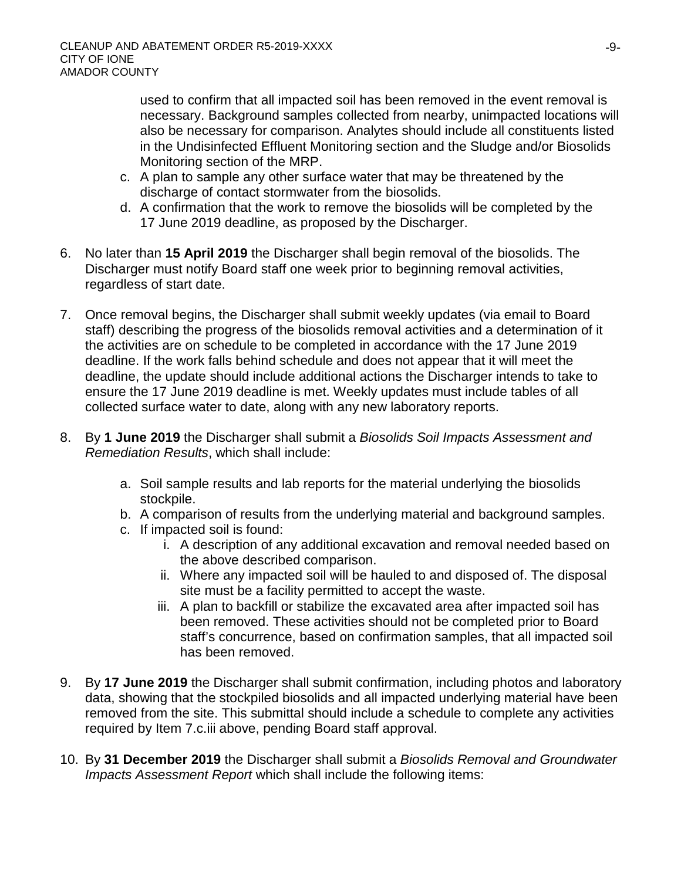used to confirm that all impacted soil has been removed in the event removal is necessary. Background samples collected from nearby, unimpacted locations will also be necessary for comparison. Analytes should include all constituents listed in the Undisinfected Effluent Monitoring section and the Sludge and/or Biosolids Monitoring section of the MRP.

   c. A plan to sample any other surface water that may be threatened by the discharge of contact stormwater from the biosolids.
   d. A confirmation that the work to remove the biosolids will be completed by the 17 June 2019 deadline, as proposed by the Discharger.

6. No later than **15 April 2019** the Discharger shall begin removal of the biosolids. The Discharger must notify Board staff one week prior to beginning removal activities, regardless of start date.

7. Once removal begins, the Discharger shall submit weekly updates (via email to Board staff) describing the progress of the biosolids removal activities and a determination of it the activities are on schedule to be completed in accordance with the 17 June 2019 deadline. If the work falls behind schedule and does not appear that it will meet the deadline, the update should include additional actions the Discharger intends to take to ensure the 17 June 2019 deadline is met. Weekly updates must include tables of all collected surface water to date, along with any new laboratory reports.

8. By **1 June 2019** the Discharger shall submit a *Biosolids Soil Impacts Assessment and Remediation Results*, which shall include:

   a. Soil sample results and lab reports for the material underlying the biosolids stockpile.
   b. A comparison of results from the underlying material and background samples.
   c. If impacted soil is found:
      i. A description of any additional excavation and removal needed based on the above described comparison.
      ii. Where any impacted soil will be hauled to and disposed of. The disposal site must be a facility permitted to accept the waste.
      iii. A plan to backfill or stabilize the excavated area after impacted soil has been removed. These activities should not be completed prior to Board staff's concurrence, based on confirmation samples, that all impacted soil has been removed.

9. By **17 June 2019** the Discharger shall submit confirmation, including photos and laboratory data, showing that the stockpiled biosolids and all impacted underlying material have been removed from the site. This submittal should include a schedule to complete any activities required by Item 7.c.iii above, pending Board staff approval.

10. By **31 December 2019** the Discharger shall submit a *Biosolids Removal and Groundwater Impacts Assessment Report* which shall include the following items: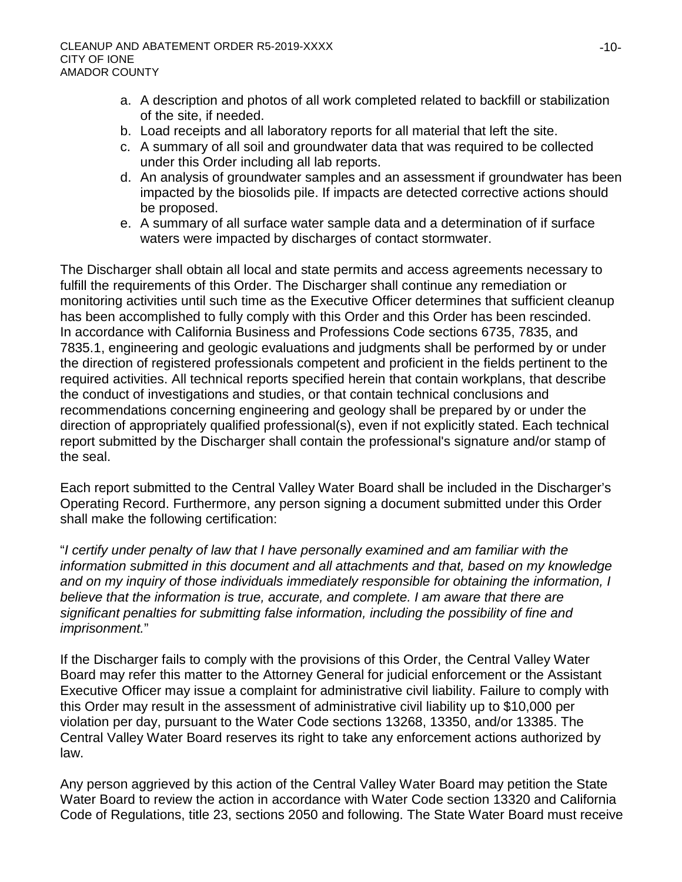a. A description and photos of all work completed related to backfill or stabilization of the site, if needed.
b. Load receipts and all laboratory reports for all material that left the site.
c. A summary of all soil and groundwater data that was required to be collected under this Order including all lab reports.
d. An analysis of groundwater samples and an assessment if groundwater has been impacted by the biosolids pile. If impacts are detected corrective actions should be proposed.
e. A summary of all surface water sample data and a determination of if surface waters were impacted by discharges of contact stormwater.

The Discharger shall obtain all local and state permits and access agreements necessary to fulfill the requirements of this Order. The Discharger shall continue any remediation or monitoring activities until such time as the Executive Officer determines that sufficient cleanup has been accomplished to fully comply with this Order and this Order has been rescinded. In accordance with California Business and Professions Code sections 6735, 7835, and 7835.1, engineering and geologic evaluations and judgments shall be performed by or under the direction of registered professionals competent and proficient in the fields pertinent to the required activities. All technical reports specified herein that contain workplans, that describe the conduct of investigations and studies, or that contain technical conclusions and recommendations concerning engineering and geology shall be prepared by or under the direction of appropriately qualified professional(s), even if not explicitly stated. Each technical report submitted by the Discharger shall contain the professional's signature and/or stamp of the seal.

Each report submitted to the Central Valley Water Board shall be included in the Discharger's Operating Record. Furthermore, any person signing a document submitted under this Order shall make the following certification:

"*I certify under penalty of law that I have personally examined and am familiar with the information submitted in this document and all attachments and that, based on my knowledge and on my inquiry of those individuals immediately responsible for obtaining the information, I believe that the information is true, accurate, and complete. I am aware that there are significant penalties for submitting false information, including the possibility of fine and imprisonment.*"

If the Discharger fails to comply with the provisions of this Order, the Central Valley Water Board may refer this matter to the Attorney General for judicial enforcement or the Assistant Executive Officer may issue a complaint for administrative civil liability. Failure to comply with this Order may result in the assessment of administrative civil liability up to $10,000 per violation per day, pursuant to the Water Code sections 13268, 13350, and/or 13385. The Central Valley Water Board reserves its right to take any enforcement actions authorized by law.

Any person aggrieved by this action of the Central Valley Water Board may petition the State Water Board to review the action in accordance with Water Code section 13320 and California Code of Regulations, title 23, sections 2050 and following. The State Water Board must receive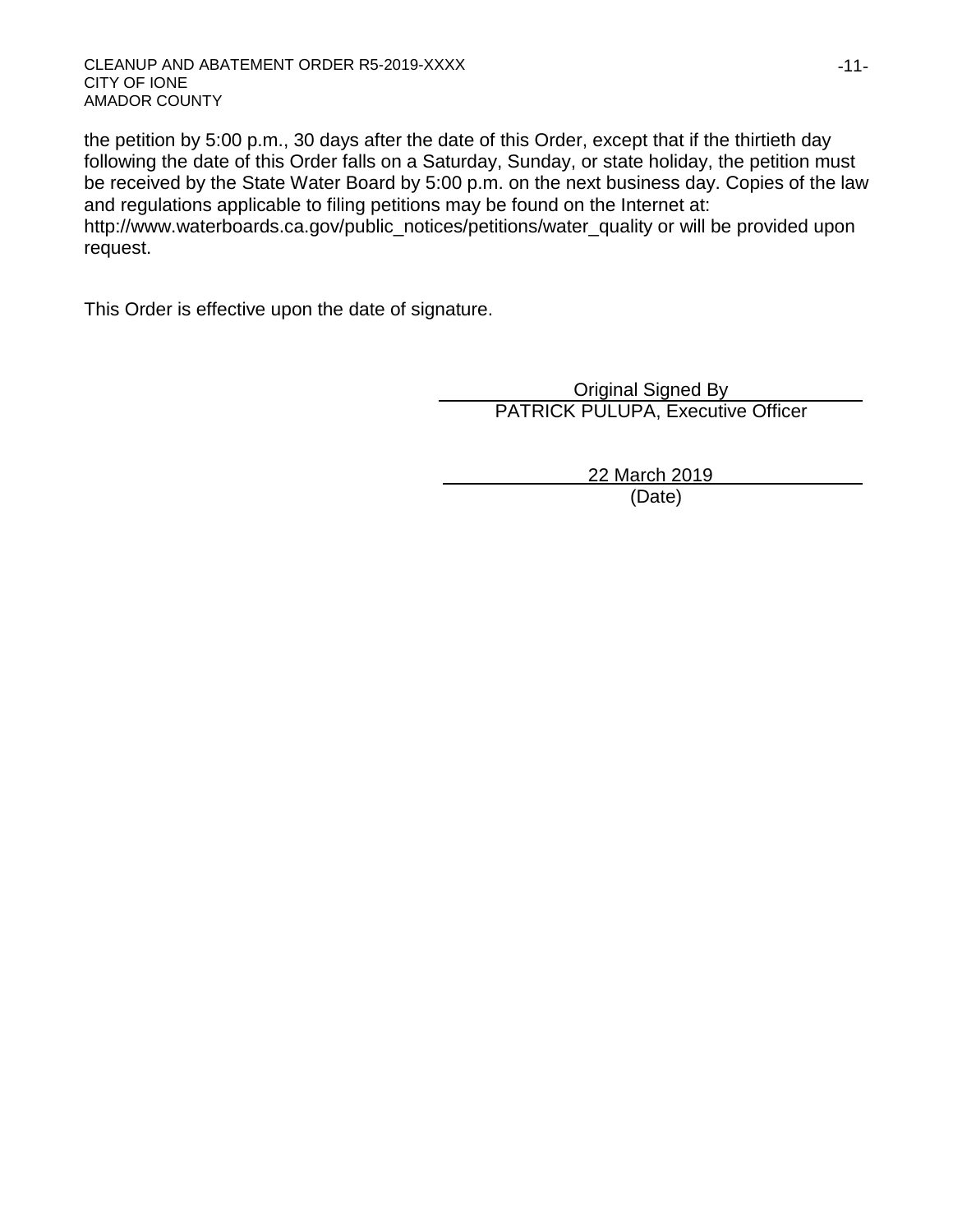the petition by 5:00 p.m., 30 days after the date of this Order, except that if the thirtieth day following the date of this Order falls on a Saturday, Sunday, or state holiday, the petition must be received by the State Water Board by 5:00 p.m. on the next business day. Copies of the law and regulations applicable to filing petitions may be found on the Internet at: http://www.waterboards.ca.gov/public_notices/petitions/water_quality or will be provided upon request.

This Order is effective upon the date of signature.

Original Signed By
PATRICK PULUPA, Executive Officer

22 March 2019
(Date)